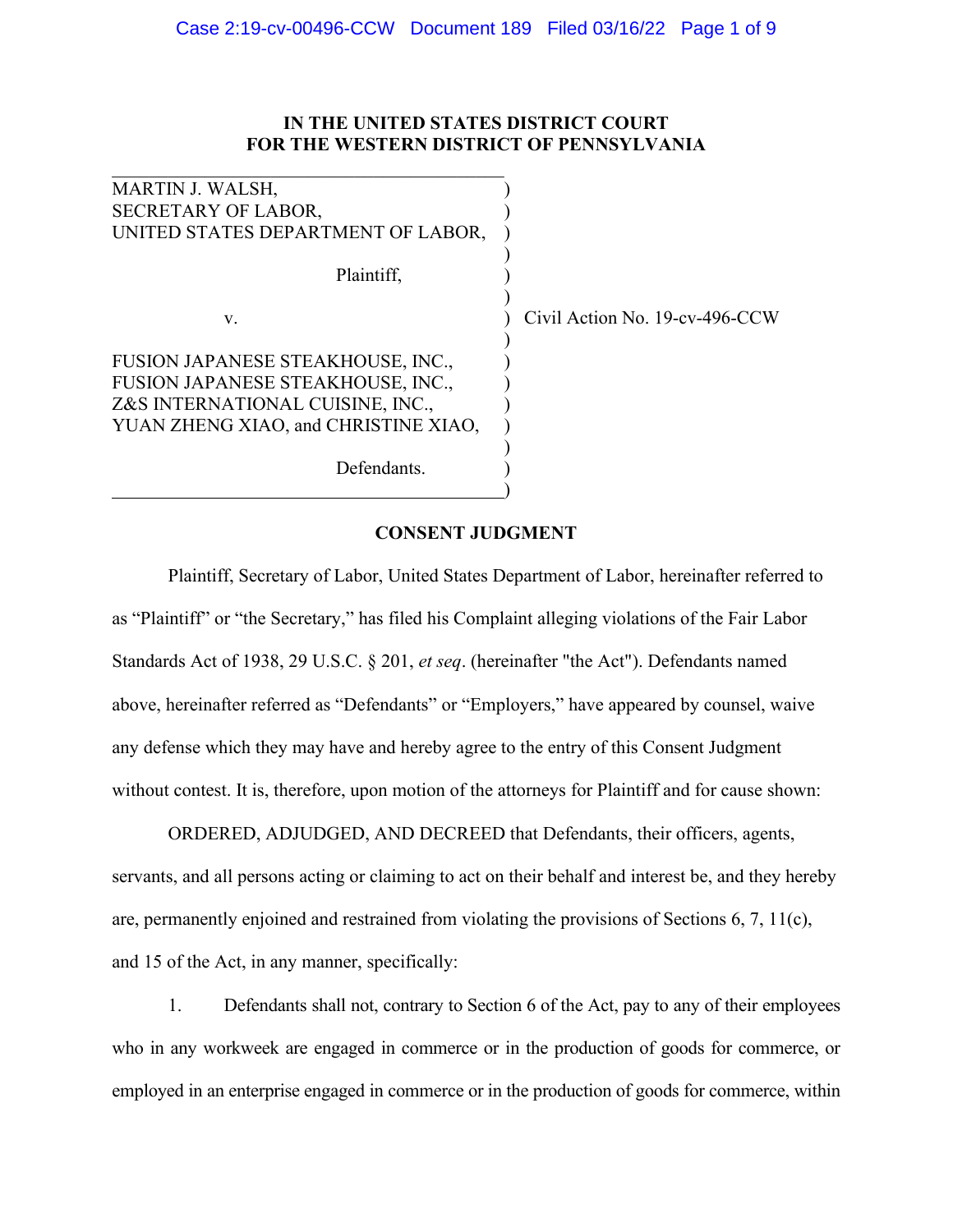**IN THE UNITED STATES DISTRICT COURT**
**FOR THE WESTERN DISTRICT OF PENNSYLVANIA**

| | | |
|---|---|---|
| MARTIN J. WALSH,<br>SECRETARY OF LABOR,<br>UNITED STATES DEPARTMENT OF LABOR,<br><br>Plaintiff,<br><br>v.<br><br>FUSION JAPANESE STEAKHOUSE, INC.,<br>FUSION JAPANESE STEAKHOUSE, INC.,<br>Z&S INTERNATIONAL CUISINE, INC.,<br>YUAN ZHENG XIAO, and CHRISTINE XIAO,<br><br>Defendants. | ) | Civil Action No. 19-cv-496-CCW |

**CONSENT JUDGMENT**

Plaintiff, Secretary of Labor, United States Department of Labor, hereinafter referred to as "Plaintiff" or "the Secretary," has filed his Complaint alleging violations of the Fair Labor Standards Act of 1938, 29 U.S.C. § 201, *et seq*. (hereinafter "the Act"). Defendants named above, hereinafter referred as "Defendants" or "Employers," have appeared by counsel, waive any defense which they may have and hereby agree to the entry of this Consent Judgment without contest. It is, therefore, upon motion of the attorneys for Plaintiff and for cause shown:

ORDERED, ADJUDGED, AND DECREED that Defendants, their officers, agents, servants, and all persons acting or claiming to act on their behalf and interest be, and they hereby are, permanently enjoined and restrained from violating the provisions of Sections 6, 7, 11(c), and 15 of the Act, in any manner, specifically:

1. Defendants shall not, contrary to Section 6 of the Act, pay to any of their employees who in any workweek are engaged in commerce or in the production of goods for commerce, or employed in an enterprise engaged in commerce or in the production of goods for commerce, within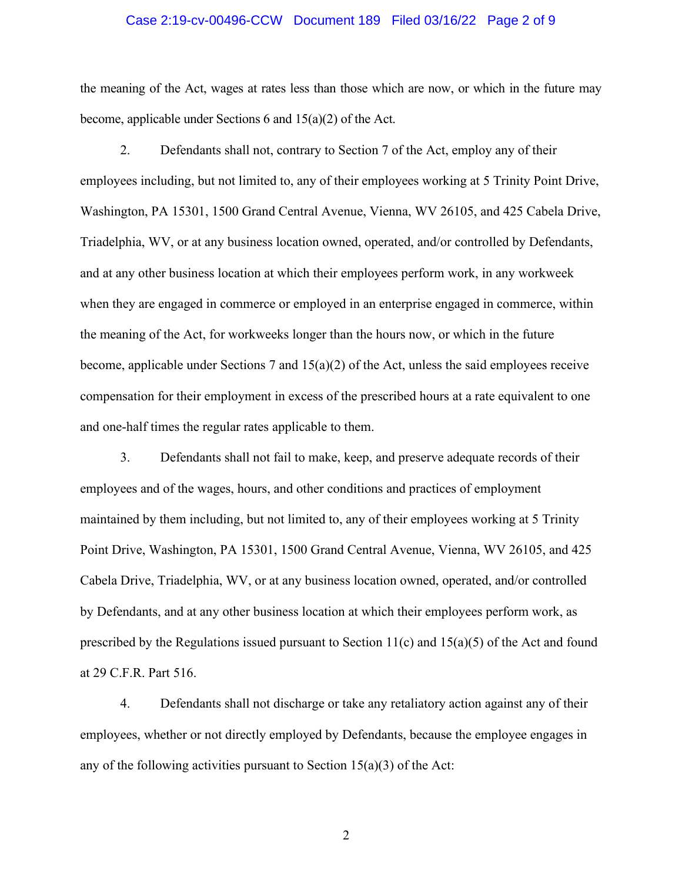the meaning of the Act, wages at rates less than those which are now, or which in the future may become, applicable under Sections 6 and 15(a)(2) of the Act.

2. Defendants shall not, contrary to Section 7 of the Act, employ any of their employees including, but not limited to, any of their employees working at 5 Trinity Point Drive, Washington, PA 15301, 1500 Grand Central Avenue, Vienna, WV 26105, and 425 Cabela Drive, Triadelphia, WV, or at any business location owned, operated, and/or controlled by Defendants, and at any other business location at which their employees perform work, in any workweek when they are engaged in commerce or employed in an enterprise engaged in commerce, within the meaning of the Act, for workweeks longer than the hours now, or which in the future become, applicable under Sections 7 and 15(a)(2) of the Act, unless the said employees receive compensation for their employment in excess of the prescribed hours at a rate equivalent to one and one-half times the regular rates applicable to them.

3. Defendants shall not fail to make, keep, and preserve adequate records of their employees and of the wages, hours, and other conditions and practices of employment maintained by them including, but not limited to, any of their employees working at 5 Trinity Point Drive, Washington, PA 15301, 1500 Grand Central Avenue, Vienna, WV 26105, and 425 Cabela Drive, Triadelphia, WV, or at any business location owned, operated, and/or controlled by Defendants, and at any other business location at which their employees perform work, as prescribed by the Regulations issued pursuant to Section 11(c) and 15(a)(5) of the Act and found at 29 C.F.R. Part 516.

4. Defendants shall not discharge or take any retaliatory action against any of their employees, whether or not directly employed by Defendants, because the employee engages in any of the following activities pursuant to Section 15(a)(3) of the Act: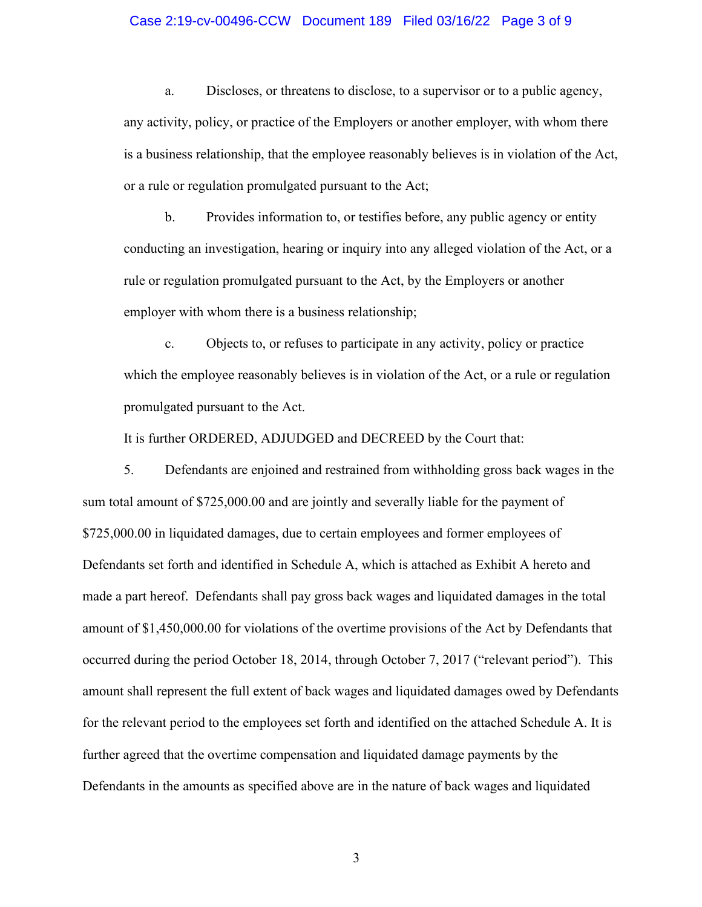a. Discloses, or threatens to disclose, to a supervisor or to a public agency, any activity, policy, or practice of the Employers or another employer, with whom there is a business relationship, that the employee reasonably believes is in violation of the Act, or a rule or regulation promulgated pursuant to the Act;

b. Provides information to, or testifies before, any public agency or entity conducting an investigation, hearing or inquiry into any alleged violation of the Act, or a rule or regulation promulgated pursuant to the Act, by the Employers or another employer with whom there is a business relationship;

c. Objects to, or refuses to participate in any activity, policy or practice which the employee reasonably believes is in violation of the Act, or a rule or regulation promulgated pursuant to the Act.

It is further ORDERED, ADJUDGED and DECREED by the Court that:

5. Defendants are enjoined and restrained from withholding gross back wages in the sum total amount of $725,000.00 and are jointly and severally liable for the payment of $725,000.00 in liquidated damages, due to certain employees and former employees of Defendants set forth and identified in Schedule A, which is attached as Exhibit A hereto and made a part hereof. Defendants shall pay gross back wages and liquidated damages in the total amount of $1,450,000.00 for violations of the overtime provisions of the Act by Defendants that occurred during the period October 18, 2014, through October 7, 2017 ("relevant period"). This amount shall represent the full extent of back wages and liquidated damages owed by Defendants for the relevant period to the employees set forth and identified on the attached Schedule A. It is further agreed that the overtime compensation and liquidated damage payments by the Defendants in the amounts as specified above are in the nature of back wages and liquidated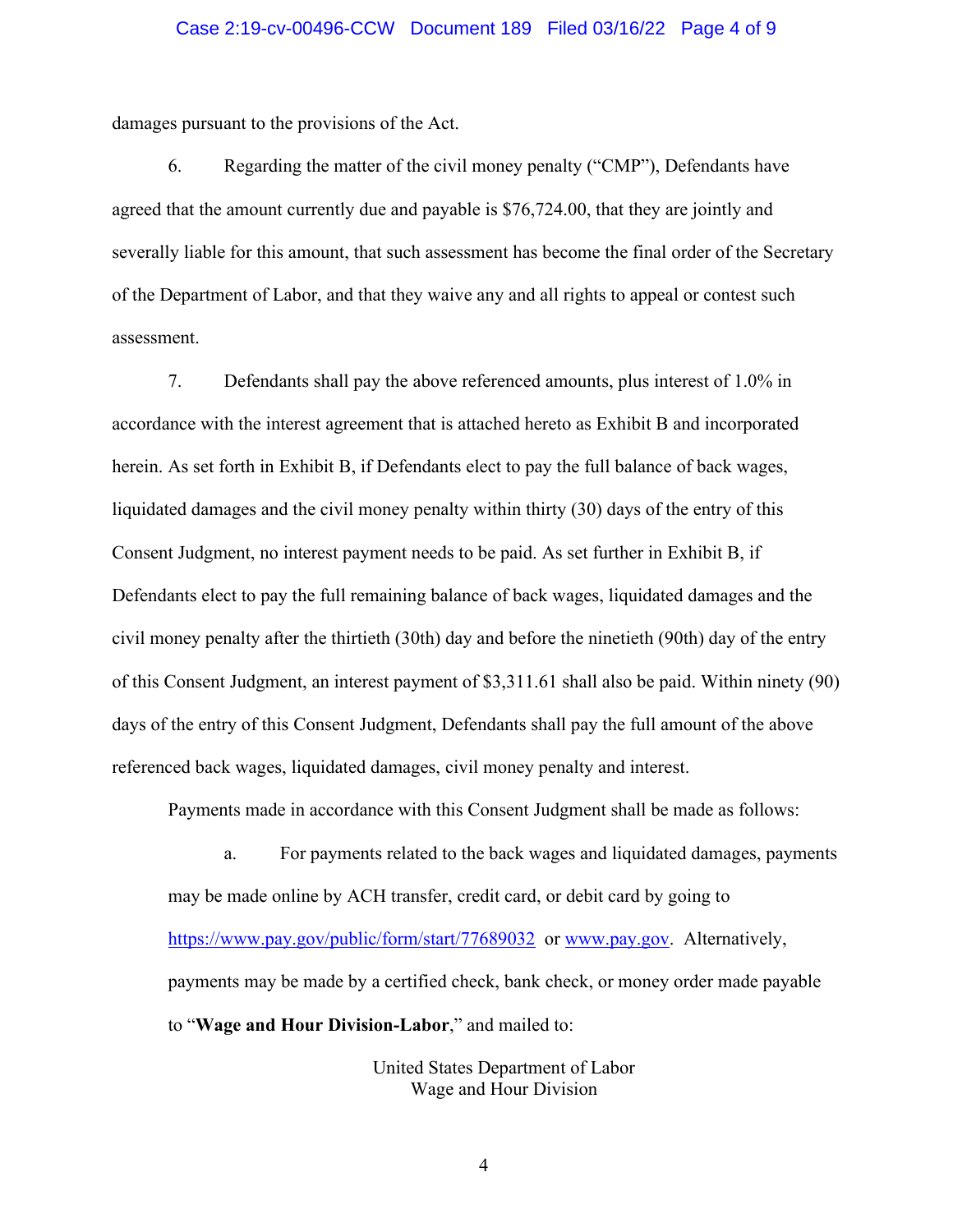damages pursuant to the provisions of the Act.

6. Regarding the matter of the civil money penalty ("CMP"), Defendants have agreed that the amount currently due and payable is $76,724.00, that they are jointly and severally liable for this amount, that such assessment has become the final order of the Secretary of the Department of Labor, and that they waive any and all rights to appeal or contest such assessment.

7. Defendants shall pay the above referenced amounts, plus interest of 1.0% in accordance with the interest agreement that is attached hereto as Exhibit B and incorporated herein. As set forth in Exhibit B, if Defendants elect to pay the full balance of back wages, liquidated damages and the civil money penalty within thirty (30) days of the entry of this Consent Judgment, no interest payment needs to be paid. As set further in Exhibit B, if Defendants elect to pay the full remaining balance of back wages, liquidated damages and the civil money penalty after the thirtieth (30th) day and before the ninetieth (90th) day of the entry of this Consent Judgment, an interest payment of $3,311.61 shall also be paid. Within ninety (90) days of the entry of this Consent Judgment, Defendants shall pay the full amount of the above referenced back wages, liquidated damages, civil money penalty and interest.

Payments made in accordance with this Consent Judgment shall be made as follows:

a. For payments related to the back wages and liquidated damages, payments may be made online by ACH transfer, credit card, or debit card by going to https://www.pay.gov/public/form/start/77689032 or www.pay.gov. Alternatively, payments may be made by a certified check, bank check, or money order made payable to "**Wage and Hour Division-Labor**," and mailed to:

United States Department of Labor
Wage and Hour Division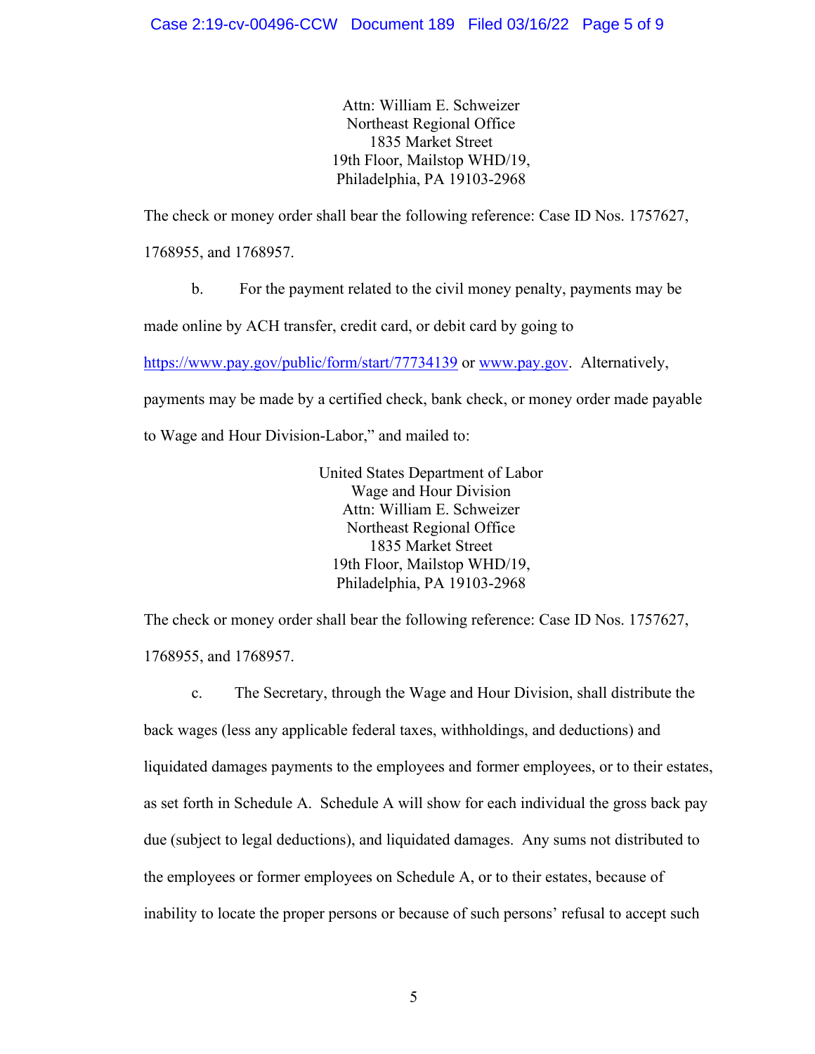Attn: William E. Schweizer
Northeast Regional Office
1835 Market Street
19th Floor, Mailstop WHD/19,
Philadelphia, PA 19103-2968

The check or money order shall bear the following reference: Case ID Nos. 1757627, 1768955, and 1768957.

b. For the payment related to the civil money penalty, payments may be made online by ACH transfer, credit card, or debit card by going to https://www.pay.gov/public/form/start/77734139 or www.pay.gov. Alternatively, payments may be made by a certified check, bank check, or money order made payable to Wage and Hour Division-Labor," and mailed to:

United States Department of Labor
Wage and Hour Division
Attn: William E. Schweizer
Northeast Regional Office
1835 Market Street
19th Floor, Mailstop WHD/19,
Philadelphia, PA 19103-2968

The check or money order shall bear the following reference: Case ID Nos. 1757627, 1768955, and 1768957.

c. The Secretary, through the Wage and Hour Division, shall distribute the back wages (less any applicable federal taxes, withholdings, and deductions) and liquidated damages payments to the employees and former employees, or to their estates, as set forth in Schedule A. Schedule A will show for each individual the gross back pay due (subject to legal deductions), and liquidated damages. Any sums not distributed to the employees or former employees on Schedule A, or to their estates, because of inability to locate the proper persons or because of such persons' refusal to accept such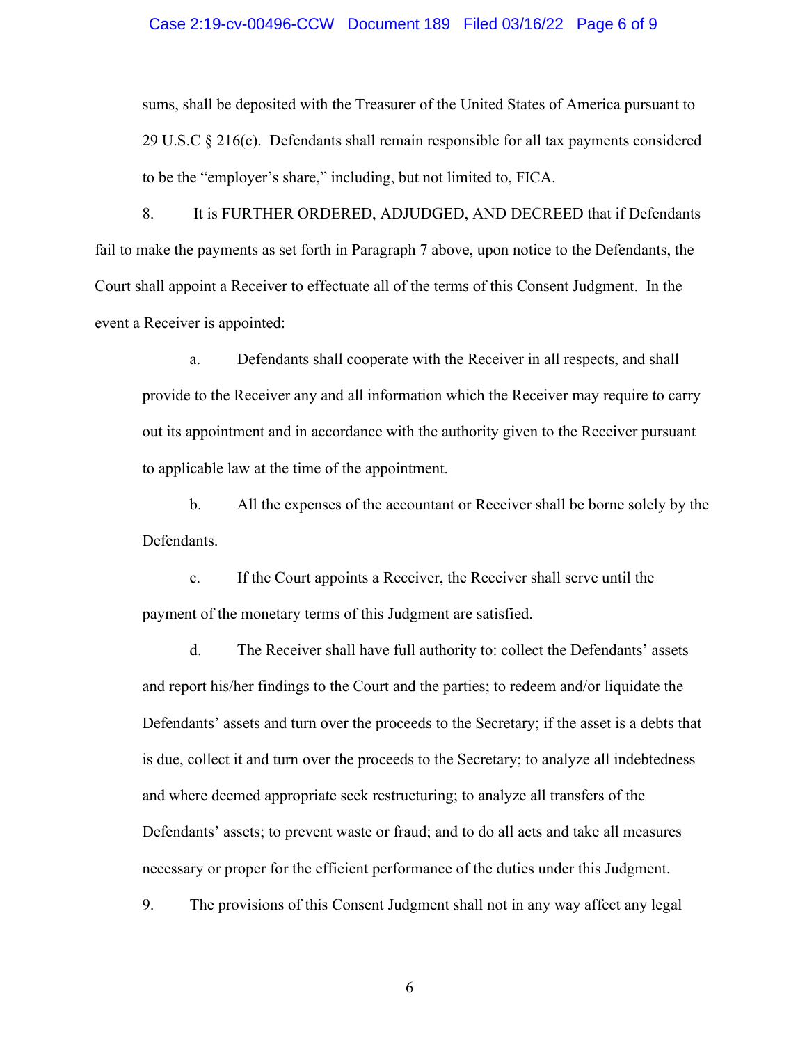sums, shall be deposited with the Treasurer of the United States of America pursuant to 29 U.S.C § 216(c). Defendants shall remain responsible for all tax payments considered to be the "employer's share," including, but not limited to, FICA.

8. It is FURTHER ORDERED, ADJUDGED, AND DECREED that if Defendants fail to make the payments as set forth in Paragraph 7 above, upon notice to the Defendants, the Court shall appoint a Receiver to effectuate all of the terms of this Consent Judgment. In the event a Receiver is appointed:

a. Defendants shall cooperate with the Receiver in all respects, and shall provide to the Receiver any and all information which the Receiver may require to carry out its appointment and in accordance with the authority given to the Receiver pursuant to applicable law at the time of the appointment.

b. All the expenses of the accountant or Receiver shall be borne solely by the Defendants.

c. If the Court appoints a Receiver, the Receiver shall serve until the payment of the monetary terms of this Judgment are satisfied.

d. The Receiver shall have full authority to: collect the Defendants' assets and report his/her findings to the Court and the parties; to redeem and/or liquidate the Defendants' assets and turn over the proceeds to the Secretary; if the asset is a debts that is due, collect it and turn over the proceeds to the Secretary; to analyze all indebtedness and where deemed appropriate seek restructuring; to analyze all transfers of the Defendants' assets; to prevent waste or fraud; and to do all acts and take all measures necessary or proper for the efficient performance of the duties under this Judgment.

9. The provisions of this Consent Judgment shall not in any way affect any legal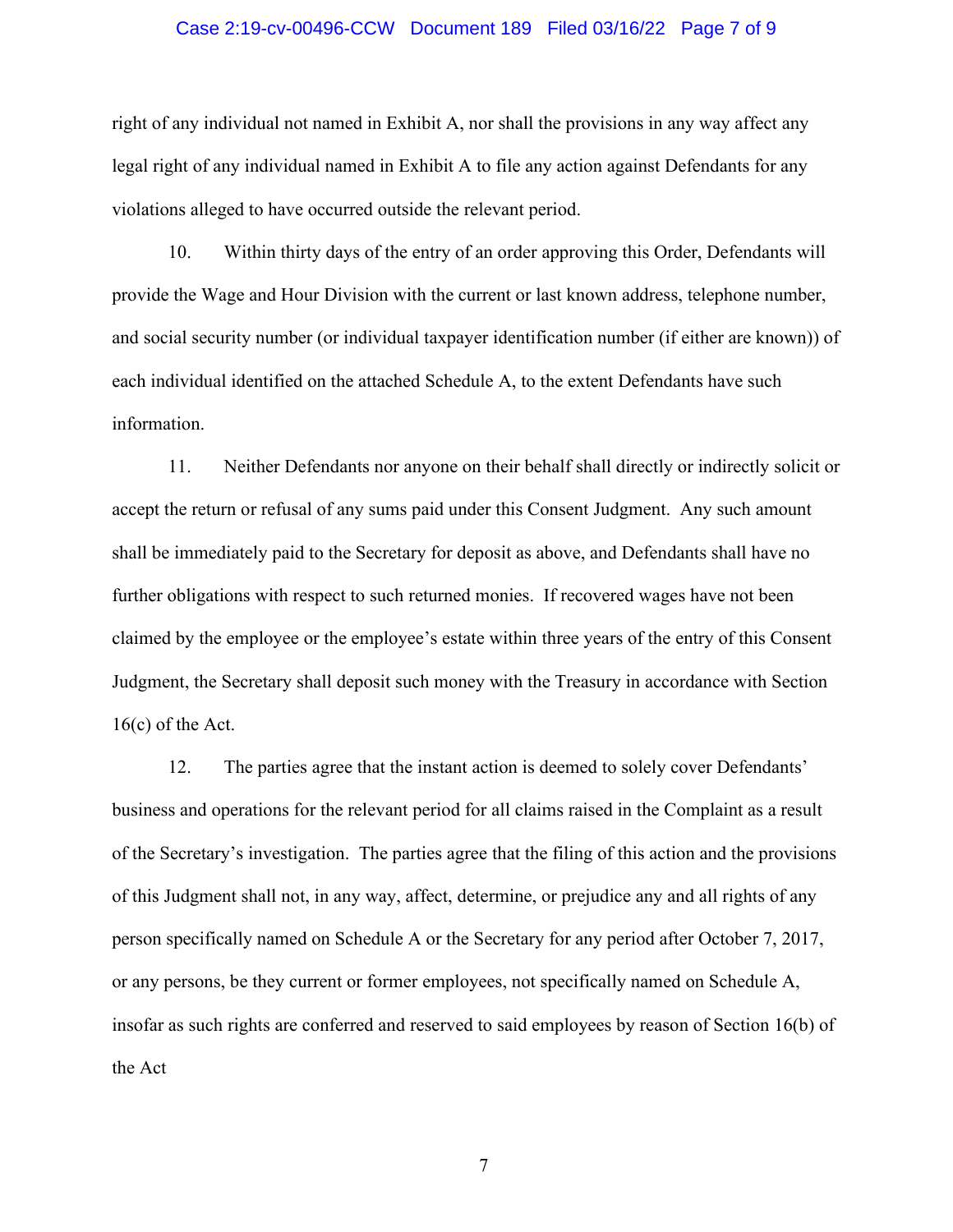right of any individual not named in Exhibit A, nor shall the provisions in any way affect any legal right of any individual named in Exhibit A to file any action against Defendants for any violations alleged to have occurred outside the relevant period.

10. Within thirty days of the entry of an order approving this Order, Defendants will provide the Wage and Hour Division with the current or last known address, telephone number, and social security number (or individual taxpayer identification number (if either are known)) of each individual identified on the attached Schedule A, to the extent Defendants have such information.

11. Neither Defendants nor anyone on their behalf shall directly or indirectly solicit or accept the return or refusal of any sums paid under this Consent Judgment. Any such amount shall be immediately paid to the Secretary for deposit as above, and Defendants shall have no further obligations with respect to such returned monies. If recovered wages have not been claimed by the employee or the employee's estate within three years of the entry of this Consent Judgment, the Secretary shall deposit such money with the Treasury in accordance with Section 16(c) of the Act.

12. The parties agree that the instant action is deemed to solely cover Defendants' business and operations for the relevant period for all claims raised in the Complaint as a result of the Secretary's investigation. The parties agree that the filing of this action and the provisions of this Judgment shall not, in any way, affect, determine, or prejudice any and all rights of any person specifically named on Schedule A or the Secretary for any period after October 7, 2017, or any persons, be they current or former employees, not specifically named on Schedule A, insofar as such rights are conferred and reserved to said employees by reason of Section 16(b) of the Act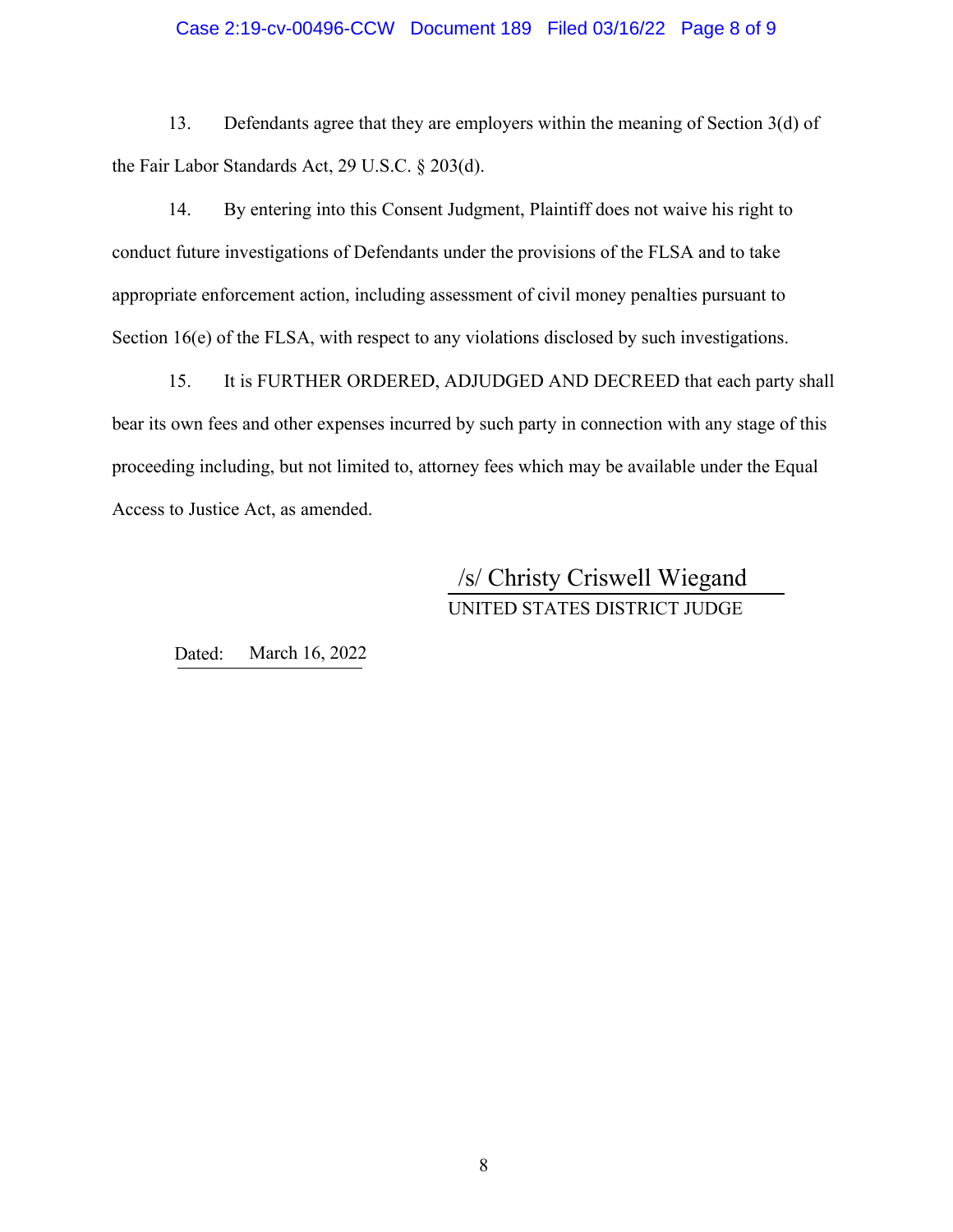13. Defendants agree that they are employers within the meaning of Section 3(d) of the Fair Labor Standards Act, 29 U.S.C. § 203(d).

14. By entering into this Consent Judgment, Plaintiff does not waive his right to conduct future investigations of Defendants under the provisions of the FLSA and to take appropriate enforcement action, including assessment of civil money penalties pursuant to Section 16(e) of the FLSA, with respect to any violations disclosed by such investigations.

15. It is FURTHER ORDERED, ADJUDGED AND DECREED that each party shall bear its own fees and other expenses incurred by such party in connection with any stage of this proceeding including, but not limited to, attorney fees which may be available under the Equal Access to Justice Act, as amended.

/s/ Christy Criswell Wiegand
UNITED STATES DISTRICT JUDGE

Dated: March 16, 2022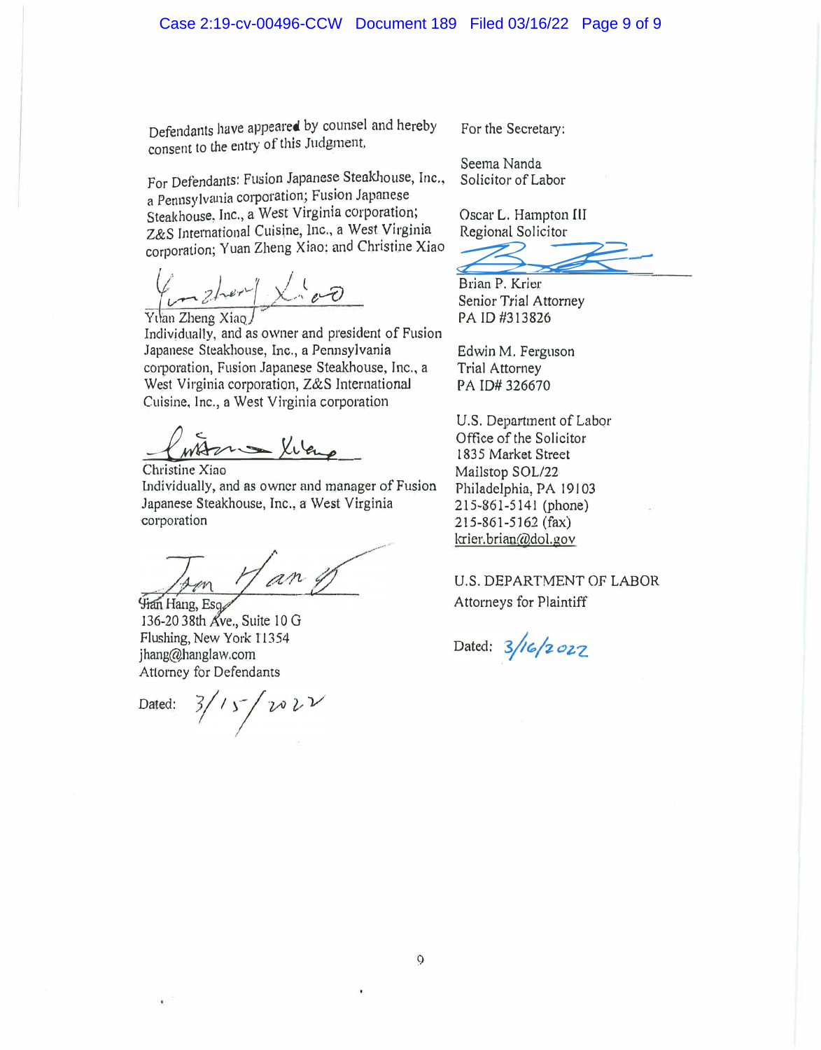Defendants have appeared by counsel and hereby consent to the entry of this Judgment.

For Defendants: Fusion Japanese Steakhouse, Inc., a Pennsylvania corporation; Fusion Japanese Steakhouse, Inc., a West Virginia corporation; Z&S International Cuisine, Inc., a West Virginia corporation; Yuan Zheng Xiao; and Christine Xiao

Yuan Zheng Xiao
Individually, and as owner and president of Fusion Japanese Steakhouse, Inc., a Pennsylvania corporation, Fusion Japanese Steakhouse, Inc., a West Virginia corporation, Z&S International Cuisine, Inc., a West Virginia corporation

Christine Xiao
Individually, and as owner and manager of Fusion Japanese Steakhouse, Inc., a West Virginia corporation

Jian Hang, Esq.
136-20 38th Ave., Suite 10 G
Flushing, New York 11354
jhang@hanglaw.com
Attorney for Defendants

Dated: 3/15/2022

For the Secretary:

Seema Nanda
Solicitor of Labor

Oscar L. Hampton III
Regional Solicitor

Brian P. Krier
Senior Trial Attorney
PA ID #313826

Edwin M. Ferguson
Trial Attorney
PA ID# 326670

U.S. Department of Labor
Office of the Solicitor
1835 Market Street
Mailstop SOL/22
Philadelphia, PA 19103
215-861-5141 (phone)
215-861-5162 (fax)
krier.brian@dol.gov

U.S. DEPARTMENT OF LABOR
Attorneys for Plaintiff

Dated: 3/16/2022